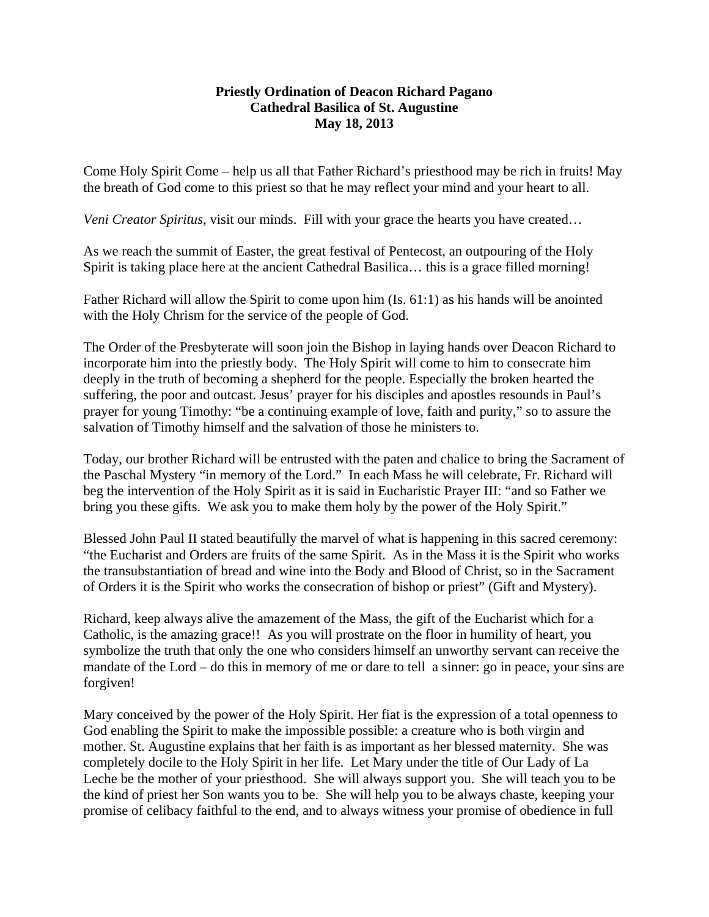**Priestly Ordination of Deacon Richard Pagano**
**Cathedral Basilica of St. Augustine**
**May 18, 2013**

Come Holy Spirit Come – help us all that Father Richard's priesthood may be rich in fruits! May the breath of God come to this priest so that he may reflect your mind and your heart to all.

*Veni Creator Spiritus*, visit our minds. Fill with your grace the hearts you have created…

As we reach the summit of Easter, the great festival of Pentecost, an outpouring of the Holy Spirit is taking place here at the ancient Cathedral Basilica… this is a grace filled morning!

Father Richard will allow the Spirit to come upon him (Is. 61:1) as his hands will be anointed with the Holy Chrism for the service of the people of God.

The Order of the Presbyterate will soon join the Bishop in laying hands over Deacon Richard to incorporate him into the priestly body. The Holy Spirit will come to him to consecrate him deeply in the truth of becoming a shepherd for the people. Especially the broken hearted the suffering, the poor and outcast. Jesus' prayer for his disciples and apostles resounds in Paul's prayer for young Timothy: "be a continuing example of love, faith and purity," so to assure the salvation of Timothy himself and the salvation of those he ministers to.

Today, our brother Richard will be entrusted with the paten and chalice to bring the Sacrament of the Paschal Mystery "in memory of the Lord." In each Mass he will celebrate, Fr. Richard will beg the intervention of the Holy Spirit as it is said in Eucharistic Prayer III: "and so Father we bring you these gifts. We ask you to make them holy by the power of the Holy Spirit."

Blessed John Paul II stated beautifully the marvel of what is happening in this sacred ceremony: "the Eucharist and Orders are fruits of the same Spirit. As in the Mass it is the Spirit who works the transubstantiation of bread and wine into the Body and Blood of Christ, so in the Sacrament of Orders it is the Spirit who works the consecration of bishop or priest" (Gift and Mystery).

Richard, keep always alive the amazement of the Mass, the gift of the Eucharist which for a Catholic, is the amazing grace!! As you will prostrate on the floor in humility of heart, you symbolize the truth that only the one who considers himself an unworthy servant can receive the mandate of the Lord – do this in memory of me or dare to tell a sinner: go in peace, your sins are forgiven!

Mary conceived by the power of the Holy Spirit. Her fiat is the expression of a total openness to God enabling the Spirit to make the impossible possible: a creature who is both virgin and mother. St. Augustine explains that her faith is as important as her blessed maternity. She was completely docile to the Holy Spirit in her life. Let Mary under the title of Our Lady of La Leche be the mother of your priesthood. She will always support you. She will teach you to be the kind of priest her Son wants you to be. She will help you to be always chaste, keeping your promise of celibacy faithful to the end, and to always witness your promise of obedience in full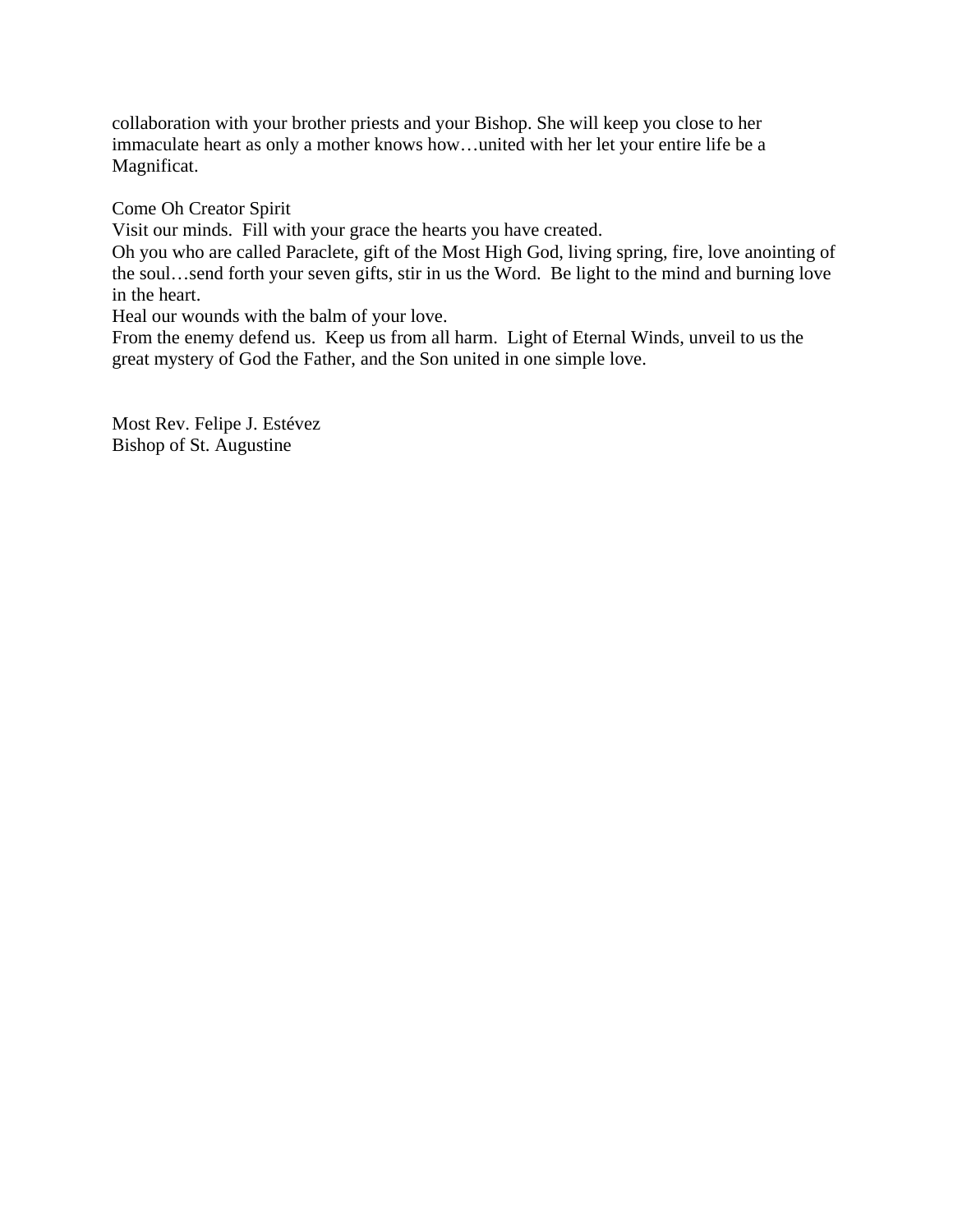collaboration with your brother priests and your Bishop. She will keep you close to her immaculate heart as only a mother knows how…united with her let your entire life be a Magnificat.

Come Oh Creator Spirit  
Visit our minds.  Fill with your grace the hearts you have created.  
Oh you who are called Paraclete, gift of the Most High God, living spring, fire, love anointing of the soul…send forth your seven gifts, stir in us the Word.  Be light to the mind and burning love in the heart.  
Heal our wounds with the balm of your love.  
From the enemy defend us.  Keep us from all harm.  Light of Eternal Winds, unveil to us the great mystery of God the Father, and the Son united in one simple love.

Most Rev. Felipe J. Estévez  
Bishop of St. Augustine